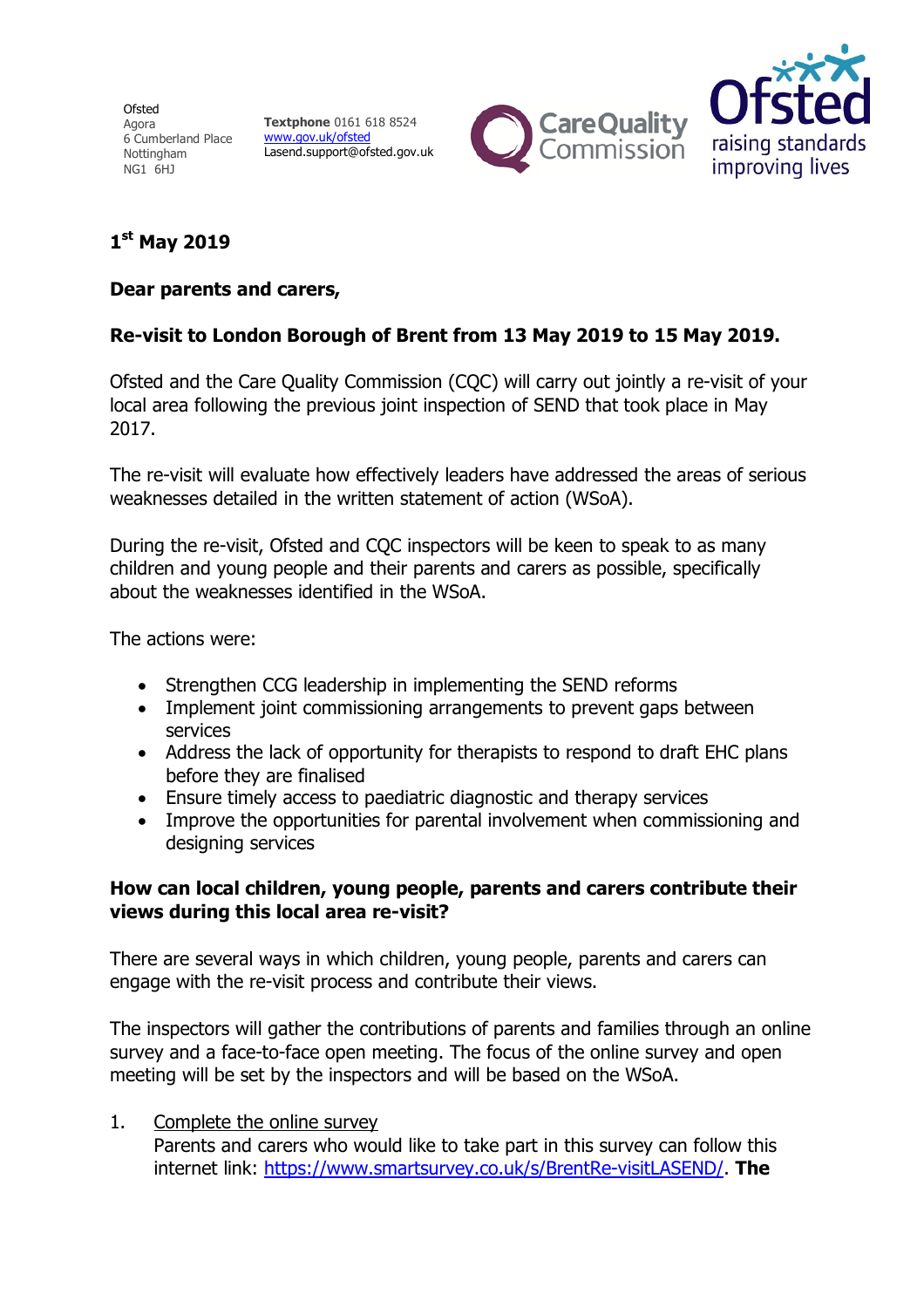Ofsted
Agora
6 Cumberland Place
Nottingham
NG1 6HJ

**Textphone** 0161 618 8524
www.gov.uk/ofsted
Lasend.support@ofsted.gov.uk

**1st May 2019**

**Dear parents and carers,**

**Re-visit to London Borough of Brent from 13 May 2019 to 15 May 2019.**

Ofsted and the Care Quality Commission (CQC) will carry out jointly a re-visit of your local area following the previous joint inspection of SEND that took place in May 2017.

The re-visit will evaluate how effectively leaders have addressed the areas of serious weaknesses detailed in the written statement of action (WSoA).

During the re-visit, Ofsted and CQC inspectors will be keen to speak to as many children and young people and their parents and carers as possible, specifically about the weaknesses identified in the WSoA.

The actions were:

- Strengthen CCG leadership in implementing the SEND reforms
- Implement joint commissioning arrangements to prevent gaps between services
- Address the lack of opportunity for therapists to respond to draft EHC plans before they are finalised
- Ensure timely access to paediatric diagnostic and therapy services
- Improve the opportunities for parental involvement when commissioning and designing services

**How can local children, young people, parents and carers contribute their views during this local area re-visit?**

There are several ways in which children, young people, parents and carers can engage with the re-visit process and contribute their views.

The inspectors will gather the contributions of parents and families through an online survey and a face-to-face open meeting. The focus of the online survey and open meeting will be set by the inspectors and will be based on the WSoA.

1. Complete the online survey
   Parents and carers who would like to take part in this survey can follow this internet link: https://www.smartsurvey.co.uk/s/BrentRe-visitLASEND/. **The**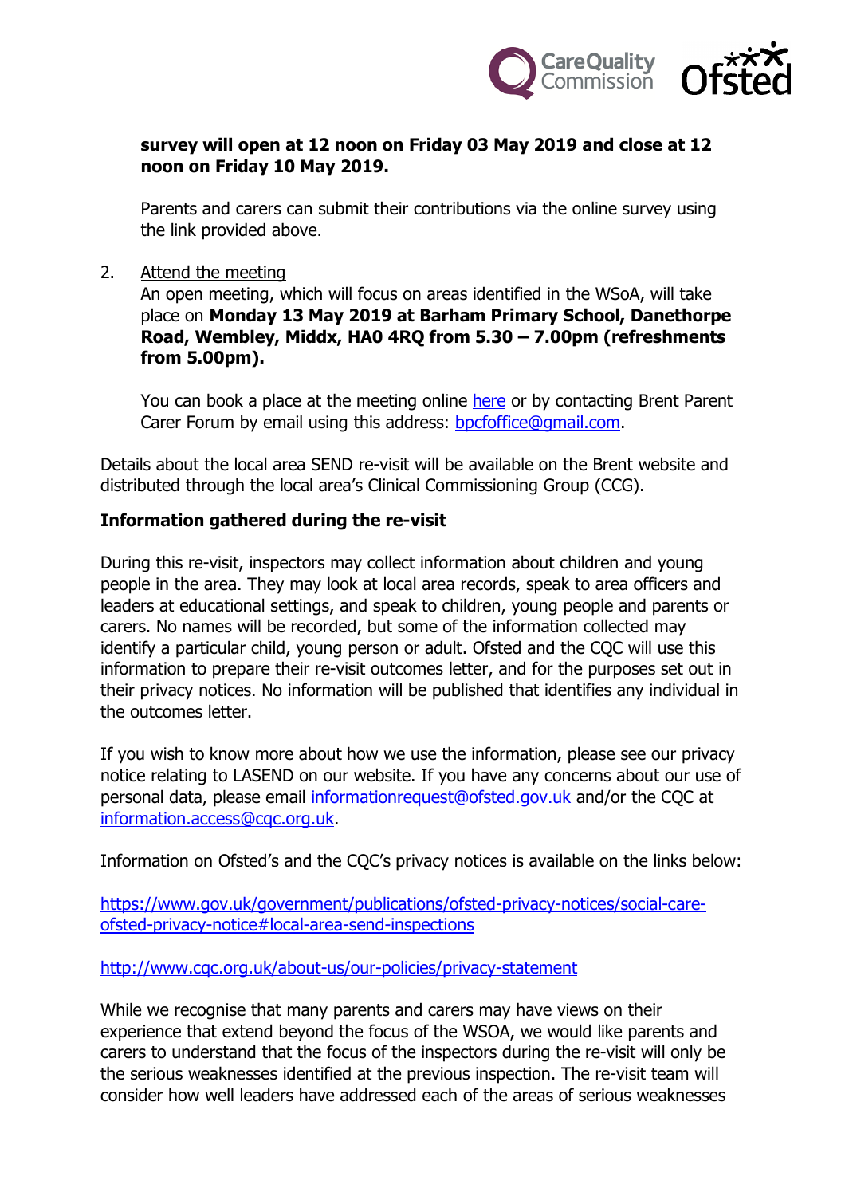**survey will open at 12 noon on Friday 03 May 2019 and close at 12 noon on Friday 10 May 2019.**

Parents and carers can submit their contributions via the online survey using the link provided above.

2. Attend the meeting
   An open meeting, which will focus on areas identified in the WSoA, will take place on **Monday 13 May 2019 at Barham Primary School, Danethorpe Road, Wembley, Middx, HA0 4RQ from 5.30 – 7.00pm (refreshments from 5.00pm).**

   You can book a place at the meeting online here or by contacting Brent Parent Carer Forum by email using this address: bpcfoffice@gmail.com.

Details about the local area SEND re-visit will be available on the Brent website and distributed through the local area's Clinical Commissioning Group (CCG).

**Information gathered during the re-visit**

During this re-visit, inspectors may collect information about children and young people in the area. They may look at local area records, speak to area officers and leaders at educational settings, and speak to children, young people and parents or carers. No names will be recorded, but some of the information collected may identify a particular child, young person or adult. Ofsted and the CQC will use this information to prepare their re-visit outcomes letter, and for the purposes set out in their privacy notices. No information will be published that identifies any individual in the outcomes letter.

If you wish to know more about how we use the information, please see our privacy notice relating to LASEND on our website. If you have any concerns about our use of personal data, please email informationrequest@ofsted.gov.uk and/or the CQC at information.access@cqc.org.uk.

Information on Ofsted's and the CQC's privacy notices is available on the links below:

https://www.gov.uk/government/publications/ofsted-privacy-notices/social-care-ofsted-privacy-notice#local-area-send-inspections

http://www.cqc.org.uk/about-us/our-policies/privacy-statement

While we recognise that many parents and carers may have views on their experience that extend beyond the focus of the WSOA, we would like parents and carers to understand that the focus of the inspectors during the re-visit will only be the serious weaknesses identified at the previous inspection. The re-visit team will consider how well leaders have addressed each of the areas of serious weaknesses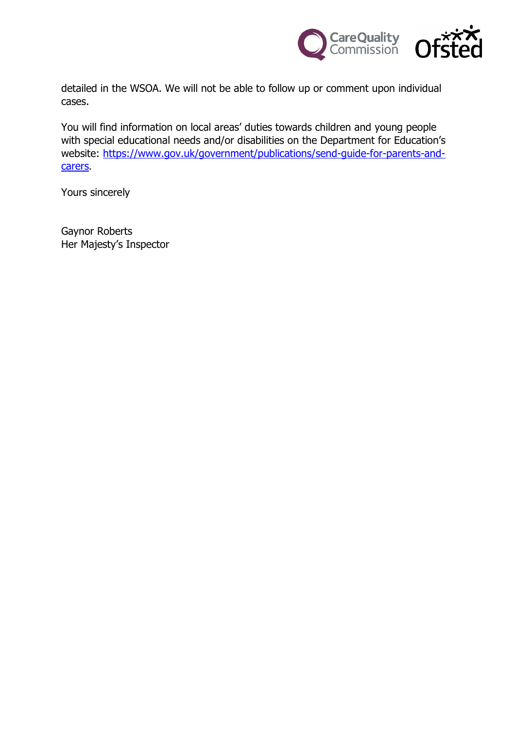detailed in the WSOA. We will not be able to follow up or comment upon individual cases.

You will find information on local areas' duties towards children and young people with special educational needs and/or disabilities on the Department for Education's website: [https://www.gov.uk/government/publications/send-guide-for-parents-and-carers](https://www.gov.uk/government/publications/send-guide-for-parents-and-carers).

Yours sincerely

Gaynor Roberts
Her Majesty's Inspector